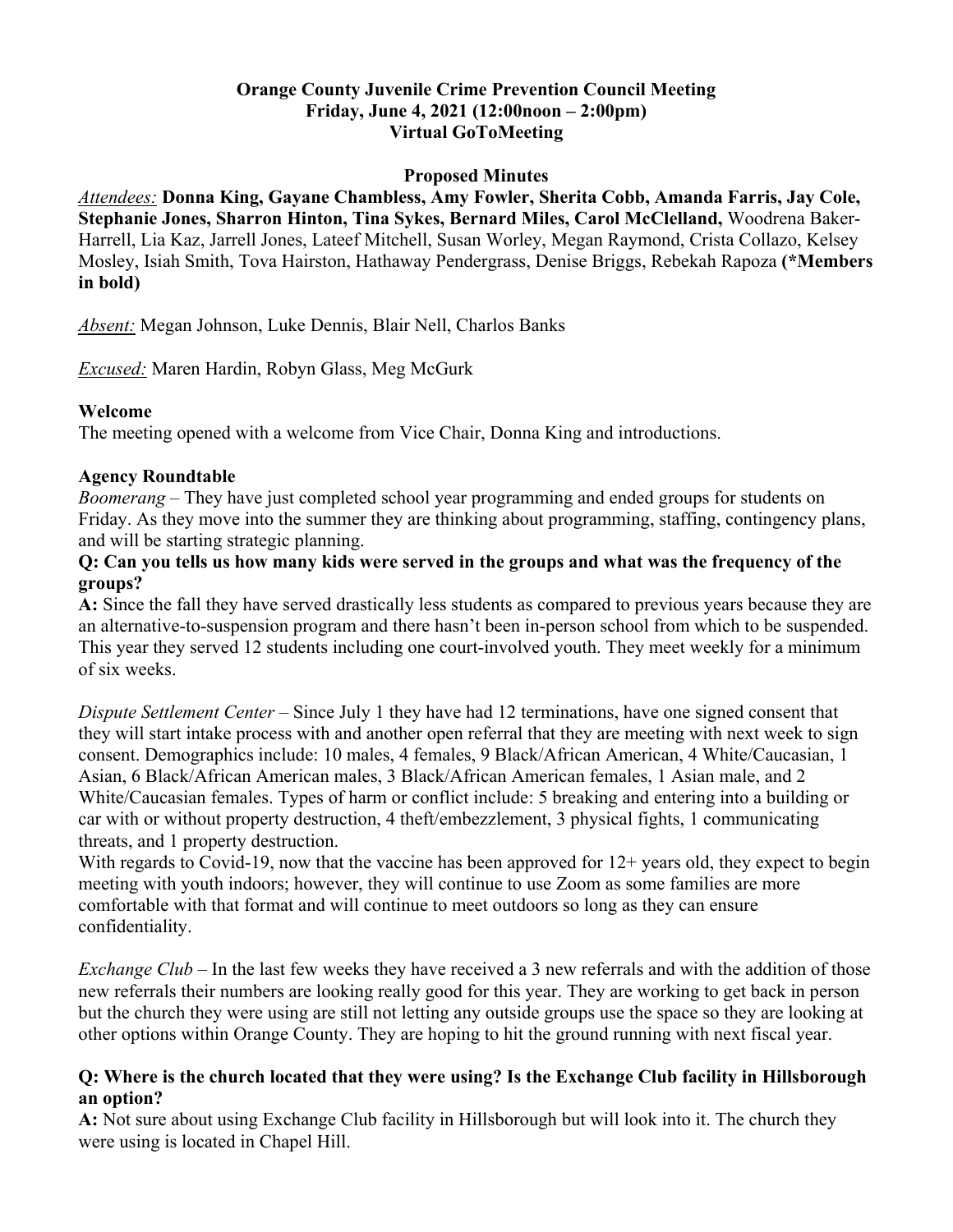**Orange County Juvenile Crime Prevention Council Meeting**
**Friday, June 4, 2021 (12:00noon – 2:00pm)**
**Virtual GoToMeeting**

**Proposed Minutes**

*Attendees:* **Donna King, Gayane Chambless, Amy Fowler, Sherita Cobb, Amanda Farris, Jay Cole, Stephanie Jones, Sharron Hinton, Tina Sykes, Bernard Miles, Carol McClelland,** Woodrena Baker-Harrell, Lia Kaz, Jarrell Jones, Lateef Mitchell, Susan Worley, Megan Raymond, Crista Collazo, Kelsey Mosley, Isiah Smith, Tova Hairston, Hathaway Pendergrass, Denise Briggs, Rebekah Rapoza **(*Members in bold)**

*Absent:* Megan Johnson, Luke Dennis, Blair Nell, Charlos Banks

*Excused:* Maren Hardin, Robyn Glass, Meg McGurk

**Welcome**

The meeting opened with a welcome from Vice Chair, Donna King and introductions.

**Agency Roundtable**

*Boomerang* – They have just completed school year programming and ended groups for students on Friday. As they move into the summer they are thinking about programming, staffing, contingency plans, and will be starting strategic planning.

**Q: Can you tells us how many kids were served in the groups and what was the frequency of the groups?**

**A:** Since the fall they have served drastically less students as compared to previous years because they are an alternative-to-suspension program and there hasn't been in-person school from which to be suspended. This year they served 12 students including one court-involved youth. They meet weekly for a minimum of six weeks.

*Dispute Settlement Center* – Since July 1 they have had 12 terminations, have one signed consent that they will start intake process with and another open referral that they are meeting with next week to sign consent. Demographics include: 10 males, 4 females, 9 Black/African American, 4 White/Caucasian, 1 Asian, 6 Black/African American males, 3 Black/African American females, 1 Asian male, and 2 White/Caucasian females. Types of harm or conflict include: 5 breaking and entering into a building or car with or without property destruction, 4 theft/embezzlement, 3 physical fights, 1 communicating threats, and 1 property destruction.

With regards to Covid-19, now that the vaccine has been approved for 12+ years old, they expect to begin meeting with youth indoors; however, they will continue to use Zoom as some families are more comfortable with that format and will continue to meet outdoors so long as they can ensure confidentiality.

*Exchange Club* – In the last few weeks they have received a 3 new referrals and with the addition of those new referrals their numbers are looking really good for this year. They are working to get back in person but the church they were using are still not letting any outside groups use the space so they are looking at other options within Orange County. They are hoping to hit the ground running with next fiscal year.

**Q: Where is the church located that they were using? Is the Exchange Club facility in Hillsborough an option?**

**A:** Not sure about using Exchange Club facility in Hillsborough but will look into it. The church they were using is located in Chapel Hill.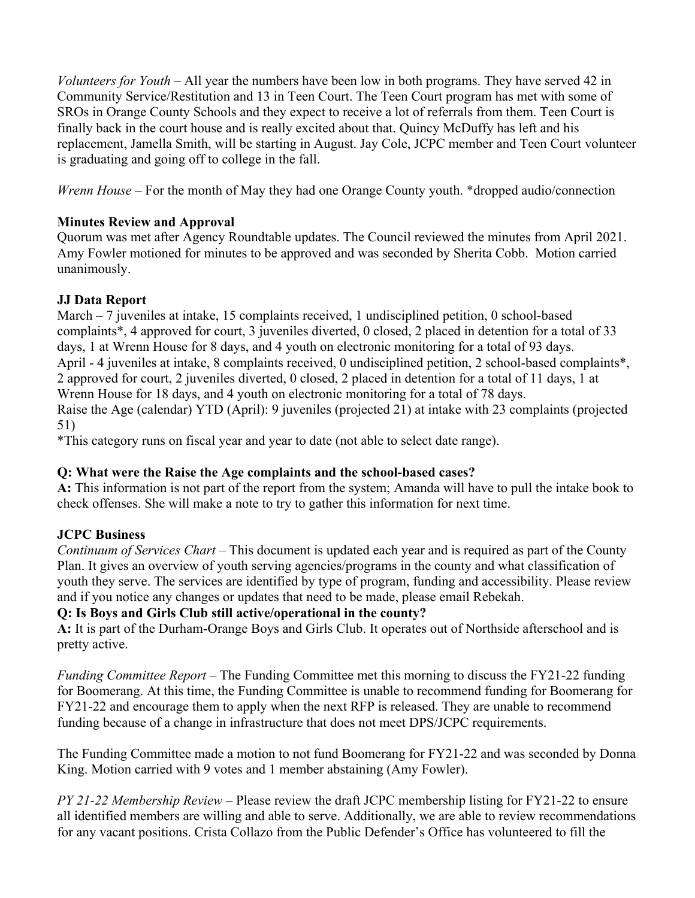*Volunteers for Youth* – All year the numbers have been low in both programs. They have served 42 in Community Service/Restitution and 13 in Teen Court. The Teen Court program has met with some of SROs in Orange County Schools and they expect to receive a lot of referrals from them. Teen Court is finally back in the court house and is really excited about that. Quincy McDuffy has left and his replacement, Jamella Smith, will be starting in August. Jay Cole, JCPC member and Teen Court volunteer is graduating and going off to college in the fall.

*Wrenn House* – For the month of May they had one Orange County youth. *dropped audio/connection

**Minutes Review and Approval**

Quorum was met after Agency Roundtable updates. The Council reviewed the minutes from April 2021. Amy Fowler motioned for minutes to be approved and was seconded by Sherita Cobb. Motion carried unanimously.

**JJ Data Report**

March – 7 juveniles at intake, 15 complaints received, 1 undisciplined petition, 0 school-based complaints*, 4 approved for court, 3 juveniles diverted, 0 closed, 2 placed in detention for a total of 33 days, 1 at Wrenn House for 8 days, and 4 youth on electronic monitoring for a total of 93 days.

April - 4 juveniles at intake, 8 complaints received, 0 undisciplined petition, 2 school-based complaints*, 2 approved for court, 2 juveniles diverted, 0 closed, 2 placed in detention for a total of 11 days, 1 at Wrenn House for 18 days, and 4 youth on electronic monitoring for a total of 78 days.

Raise the Age (calendar) YTD (April): 9 juveniles (projected 21) at intake with 23 complaints (projected 51)

*This category runs on fiscal year and year to date (not able to select date range).

**Q: What were the Raise the Age complaints and the school-based cases?**

**A:** This information is not part of the report from the system; Amanda will have to pull the intake book to check offenses. She will make a note to try to gather this information for next time.

**JCPC Business**

*Continuum of Services Chart* – This document is updated each year and is required as part of the County Plan. It gives an overview of youth serving agencies/programs in the county and what classification of youth they serve. The services are identified by type of program, funding and accessibility. Please review and if you notice any changes or updates that need to be made, please email Rebekah.

**Q: Is Boys and Girls Club still active/operational in the county?**

**A:** It is part of the Durham-Orange Boys and Girls Club. It operates out of Northside afterschool and is pretty active.

*Funding Committee Report* – The Funding Committee met this morning to discuss the FY21-22 funding for Boomerang. At this time, the Funding Committee is unable to recommend funding for Boomerang for FY21-22 and encourage them to apply when the next RFP is released. They are unable to recommend funding because of a change in infrastructure that does not meet DPS/JCPC requirements.

The Funding Committee made a motion to not fund Boomerang for FY21-22 and was seconded by Donna King. Motion carried with 9 votes and 1 member abstaining (Amy Fowler).

*PY 21-22 Membership Review* – Please review the draft JCPC membership listing for FY21-22 to ensure all identified members are willing and able to serve. Additionally, we are able to review recommendations for any vacant positions. Crista Collazo from the Public Defender's Office has volunteered to fill the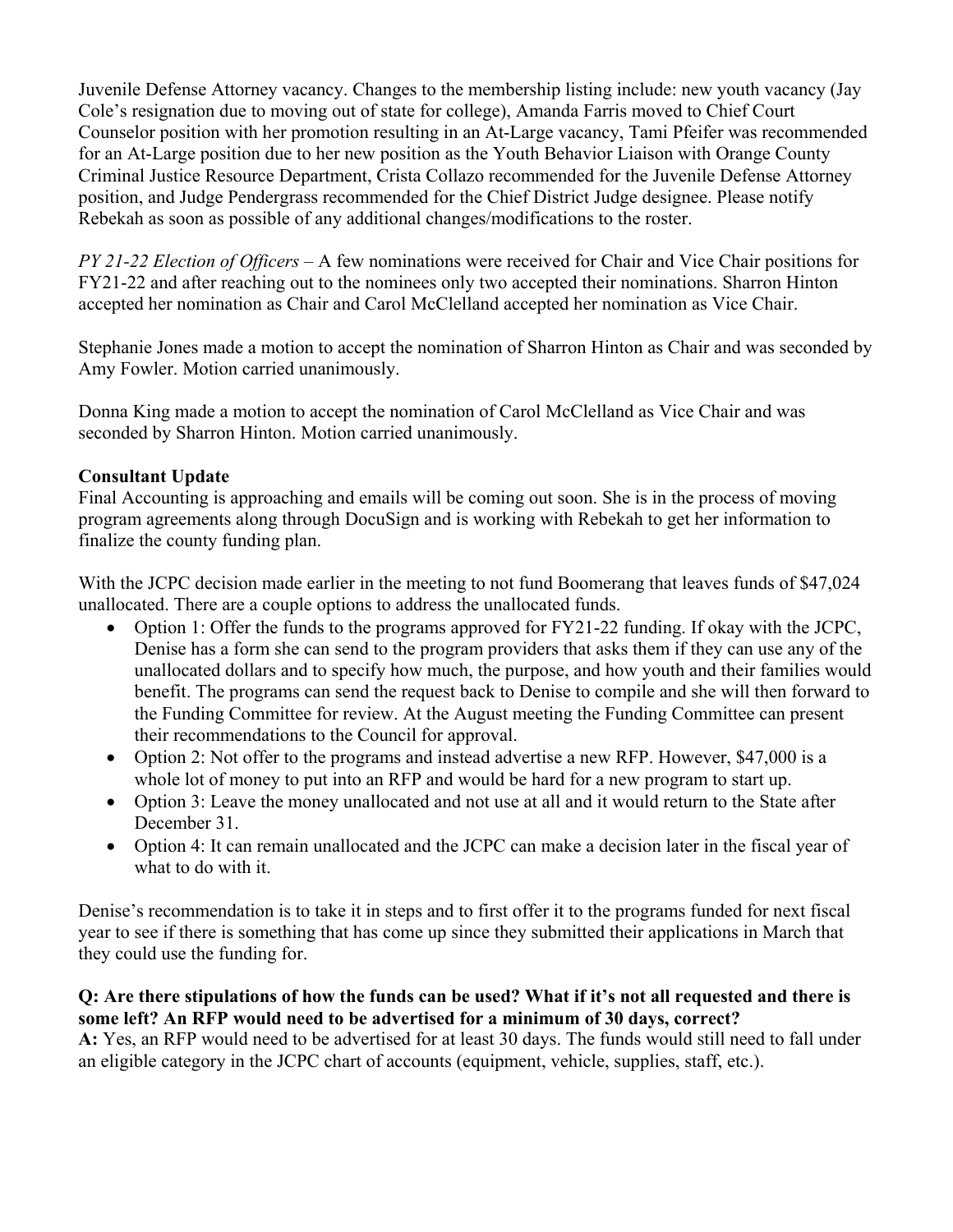Juvenile Defense Attorney vacancy. Changes to the membership listing include: new youth vacancy (Jay Cole's resignation due to moving out of state for college), Amanda Farris moved to Chief Court Counselor position with her promotion resulting in an At-Large vacancy, Tami Pfeifer was recommended for an At-Large position due to her new position as the Youth Behavior Liaison with Orange County Criminal Justice Resource Department, Crista Collazo recommended for the Juvenile Defense Attorney position, and Judge Pendergrass recommended for the Chief District Judge designee. Please notify Rebekah as soon as possible of any additional changes/modifications to the roster.

*PY 21-22 Election of Officers* – A few nominations were received for Chair and Vice Chair positions for FY21-22 and after reaching out to the nominees only two accepted their nominations. Sharron Hinton accepted her nomination as Chair and Carol McClelland accepted her nomination as Vice Chair.

Stephanie Jones made a motion to accept the nomination of Sharron Hinton as Chair and was seconded by Amy Fowler. Motion carried unanimously.

Donna King made a motion to accept the nomination of Carol McClelland as Vice Chair and was seconded by Sharron Hinton. Motion carried unanimously.

**Consultant Update**

Final Accounting is approaching and emails will be coming out soon. She is in the process of moving program agreements along through DocuSign and is working with Rebekah to get her information to finalize the county funding plan.

With the JCPC decision made earlier in the meeting to not fund Boomerang that leaves funds of $47,024 unallocated. There are a couple options to address the unallocated funds.

- Option 1: Offer the funds to the programs approved for FY21-22 funding. If okay with the JCPC, Denise has a form she can send to the program providers that asks them if they can use any of the unallocated dollars and to specify how much, the purpose, and how youth and their families would benefit. The programs can send the request back to Denise to compile and she will then forward to the Funding Committee for review. At the August meeting the Funding Committee can present their recommendations to the Council for approval.
- Option 2: Not offer to the programs and instead advertise a new RFP. However, $47,000 is a whole lot of money to put into an RFP and would be hard for a new program to start up.
- Option 3: Leave the money unallocated and not use at all and it would return to the State after December 31.
- Option 4: It can remain unallocated and the JCPC can make a decision later in the fiscal year of what to do with it.

Denise's recommendation is to take it in steps and to first offer it to the programs funded for next fiscal year to see if there is something that has come up since they submitted their applications in March that they could use the funding for.

**Q: Are there stipulations of how the funds can be used? What if it's not all requested and there is some left? An RFP would need to be advertised for a minimum of 30 days, correct?**

**A:** Yes, an RFP would need to be advertised for at least 30 days. The funds would still need to fall under an eligible category in the JCPC chart of accounts (equipment, vehicle, supplies, staff, etc.).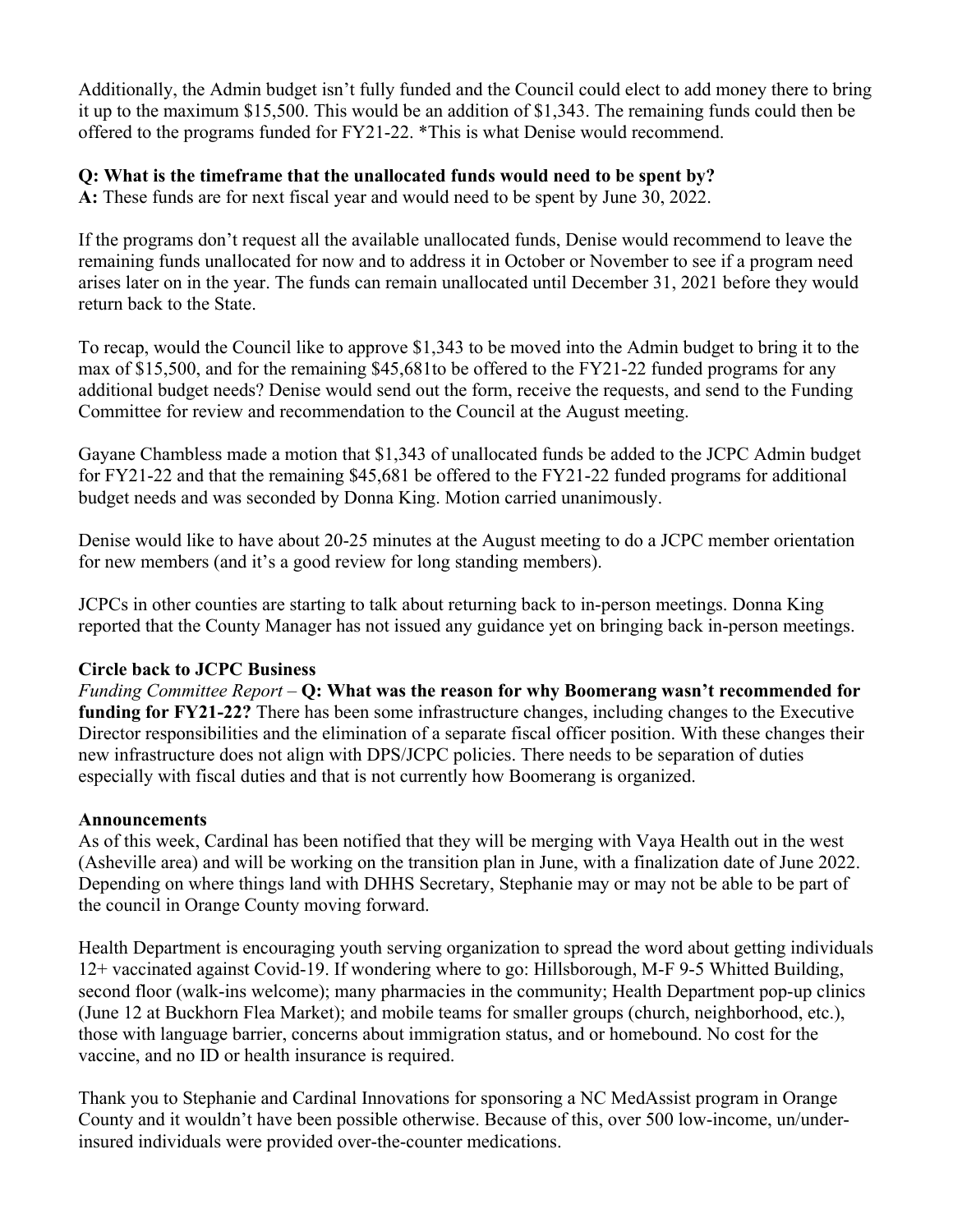Additionally, the Admin budget isn't fully funded and the Council could elect to add money there to bring it up to the maximum $15,500. This would be an addition of $1,343. The remaining funds could then be offered to the programs funded for FY21-22. *This is what Denise would recommend.

**Q: What is the timeframe that the unallocated funds would need to be spent by?**
**A:** These funds are for next fiscal year and would need to be spent by June 30, 2022.

If the programs don't request all the available unallocated funds, Denise would recommend to leave the remaining funds unallocated for now and to address it in October or November to see if a program need arises later on in the year. The funds can remain unallocated until December 31, 2021 before they would return back to the State.

To recap, would the Council like to approve $1,343 to be moved into the Admin budget to bring it to the max of $15,500, and for the remaining $45,681to be offered to the FY21-22 funded programs for any additional budget needs? Denise would send out the form, receive the requests, and send to the Funding Committee for review and recommendation to the Council at the August meeting.

Gayane Chambless made a motion that $1,343 of unallocated funds be added to the JCPC Admin budget for FY21-22 and that the remaining $45,681 be offered to the FY21-22 funded programs for additional budget needs and was seconded by Donna King. Motion carried unanimously.

Denise would like to have about 20-25 minutes at the August meeting to do a JCPC member orientation for new members (and it's a good review for long standing members).

JCPCs in other counties are starting to talk about returning back to in-person meetings. Donna King reported that the County Manager has not issued any guidance yet on bringing back in-person meetings.

**Circle back to JCPC Business**

*Funding Committee Report* – **Q: What was the reason for why Boomerang wasn't recommended for funding for FY21-22?** There has been some infrastructure changes, including changes to the Executive Director responsibilities and the elimination of a separate fiscal officer position. With these changes their new infrastructure does not align with DPS/JCPC policies. There needs to be separation of duties especially with fiscal duties and that is not currently how Boomerang is organized.

**Announcements**

As of this week, Cardinal has been notified that they will be merging with Vaya Health out in the west (Asheville area) and will be working on the transition plan in June, with a finalization date of June 2022. Depending on where things land with DHHS Secretary, Stephanie may or may not be able to be part of the council in Orange County moving forward.

Health Department is encouraging youth serving organization to spread the word about getting individuals 12+ vaccinated against Covid-19. If wondering where to go: Hillsborough, M-F 9-5 Whitted Building, second floor (walk-ins welcome); many pharmacies in the community; Health Department pop-up clinics (June 12 at Buckhorn Flea Market); and mobile teams for smaller groups (church, neighborhood, etc.), those with language barrier, concerns about immigration status, and or homebound. No cost for the vaccine, and no ID or health insurance is required.

Thank you to Stephanie and Cardinal Innovations for sponsoring a NC MedAssist program in Orange County and it wouldn't have been possible otherwise. Because of this, over 500 low-income, un/under-insured individuals were provided over-the-counter medications.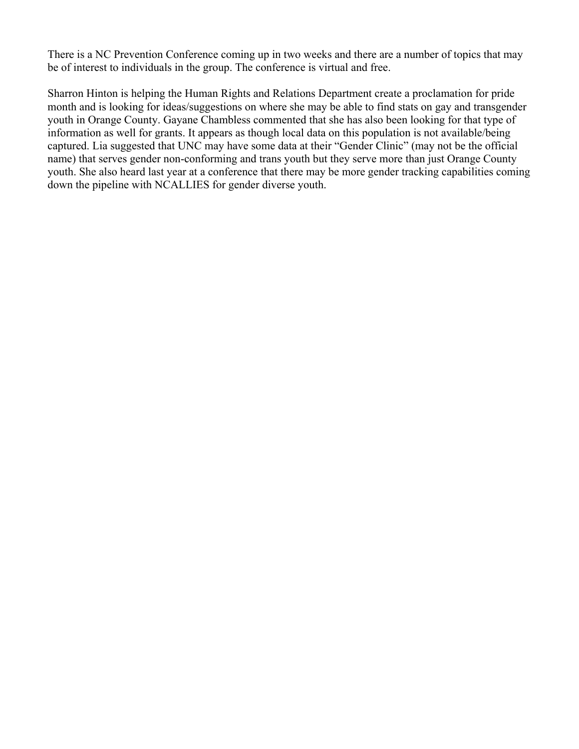There is a NC Prevention Conference coming up in two weeks and there are a number of topics that may be of interest to individuals in the group. The conference is virtual and free.

Sharron Hinton is helping the Human Rights and Relations Department create a proclamation for pride month and is looking for ideas/suggestions on where she may be able to find stats on gay and transgender youth in Orange County. Gayane Chambless commented that she has also been looking for that type of information as well for grants. It appears as though local data on this population is not available/being captured. Lia suggested that UNC may have some data at their "Gender Clinic" (may not be the official name) that serves gender non-conforming and trans youth but they serve more than just Orange County youth. She also heard last year at a conference that there may be more gender tracking capabilities coming down the pipeline with NCALLIES for gender diverse youth.